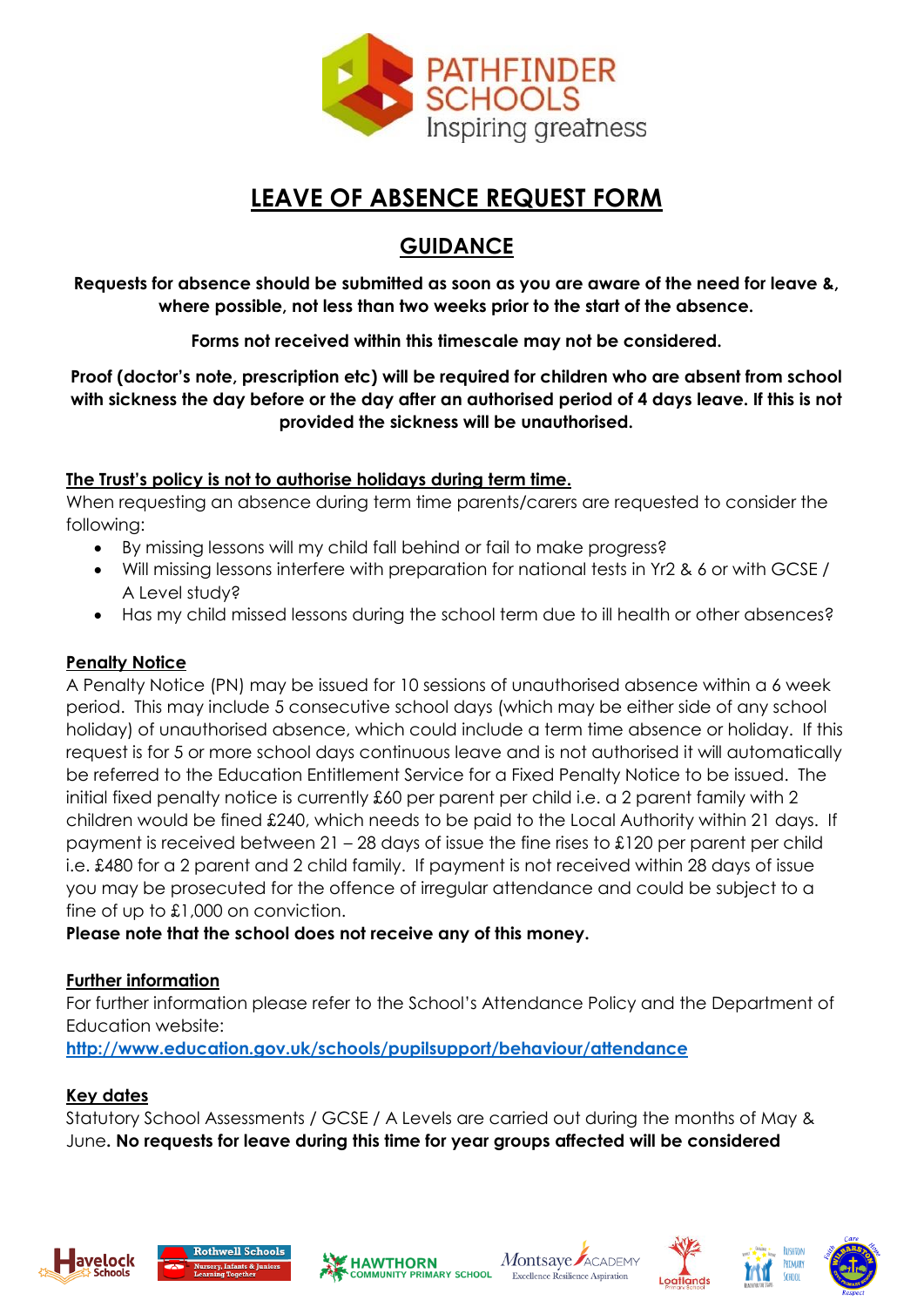PATHFINDER SCHOOLS
Inspiring greatness

# LEAVE OF ABSENCE REQUEST FORM

## GUIDANCE

**Requests for absence should be submitted as soon as you are aware of the need for leave &, where possible, not less than two weeks prior to the start of the absence.**

**Forms not received within this timescale may not be considered.**

**Proof (doctor's note, prescription etc) will be required for children who are absent from school with sickness the day before or the day after an authorised period of 4 days leave. If this is not provided the sickness will be unauthorised.**

**The Trust's policy is not to authorise holidays during term time.**

When requesting an absence during term time parents/carers are requested to consider the following:

- By missing lessons will my child fall behind or fail to make progress?
- Will missing lessons interfere with preparation for national tests in Yr2 & 6 or with GCSE / A Level study?
- Has my child missed lessons during the school term due to ill health or other absences?

**Penalty Notice**

A Penalty Notice (PN) may be issued for 10 sessions of unauthorised absence within a 6 week period. This may include 5 consecutive school days (which may be either side of any school holiday) of unauthorised absence, which could include a term time absence or holiday. If this request is for 5 or more school days continuous leave and is not authorised it will automatically be referred to the Education Entitlement Service for a Fixed Penalty Notice to be issued. The initial fixed penalty notice is currently £60 per parent per child i.e. a 2 parent family with 2 children would be fined £240, which needs to be paid to the Local Authority within 21 days. If payment is received between 21 – 28 days of issue the fine rises to £120 per parent per child i.e. £480 for a 2 parent and 2 child family. If payment is not received within 28 days of issue you may be prosecuted for the offence of irregular attendance and could be subject to a fine of up to £1,000 on conviction.

**Please note that the school does not receive any of this money.**

**Further information**

For further information please refer to the School's Attendance Policy and the Department of Education website:

http://www.education.gov.uk/schools/pupilsupport/behaviour/attendance

**Key dates**

Statutory School Assessments / GCSE / A Levels are carried out during the months of May & June. **No requests for leave during this time for year groups affected will be considered**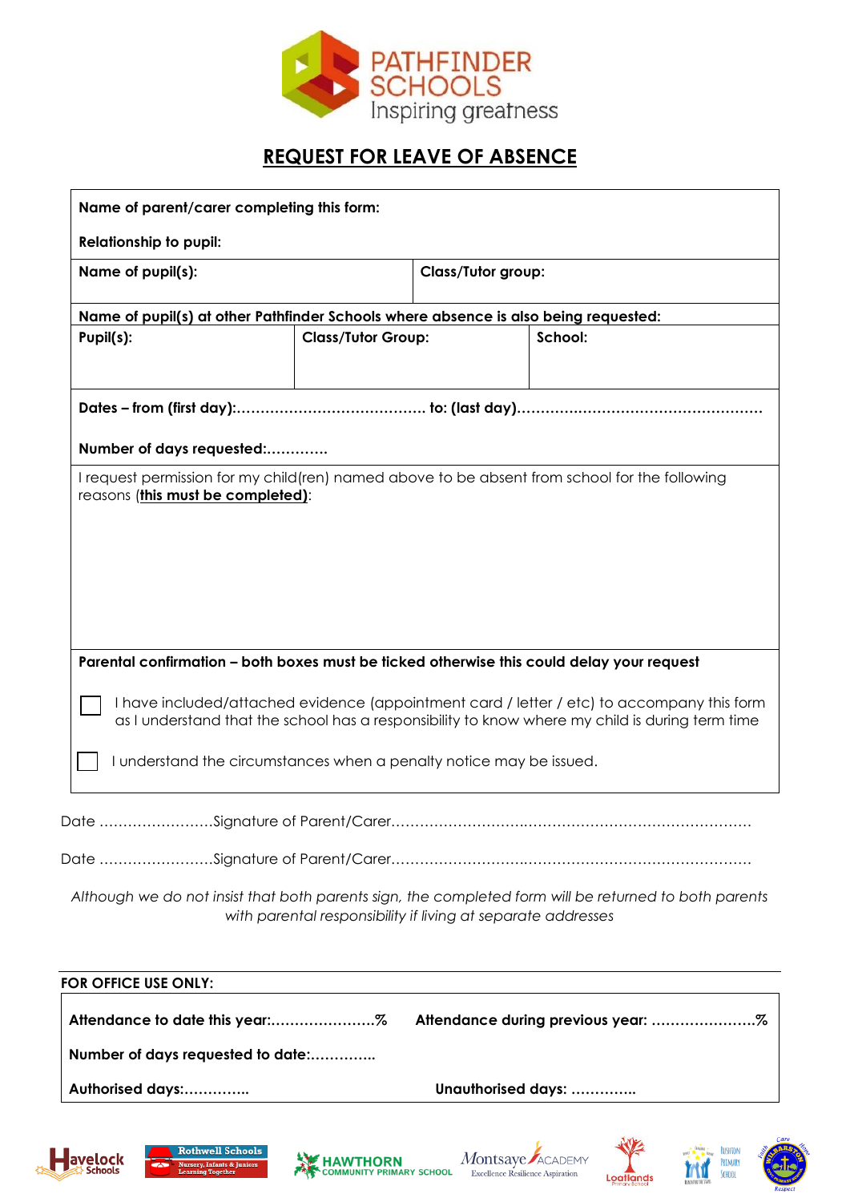PATHFINDER SCHOOLS
Inspiring greatness

# REQUEST FOR LEAVE OF ABSENCE

**Name of parent/carer completing this form:**

**Relationship to pupil:**

| **Name of pupil(s):** | **Class/Tutor group:** |
|---|---|
| | |

**Name of pupil(s) at other Pathfinder Schools where absence is also being requested:**

| **Pupil(s):** | **Class/Tutor Group:** | **School:** |
|---|---|---|
| | | |

**Dates – from (first day):………………………………… to: (last day)……………………………………………**

**Number of days requested:………….**

I request permission for my child(ren) named above to be absent from school for the following reasons (**this must be completed)**:

**Parental confirmation – both boxes must be ticked otherwise this could delay your request**

☐ I have included/attached evidence (appointment card / letter / etc) to accompany this form as I understand that the school has a responsibility to know where my child is during term time

☐ I understand the circumstances when a penalty notice may be issued.

Date ……………………Signature of Parent/Carer………………………..…………………………………….

Date ……………………Signature of Parent/Carer………………………..…………………………………….

*Although we do not insist that both parents sign, the completed form will be returned to both parents with parental responsibility if living at separate addresses*

**FOR OFFICE USE ONLY:**

**Attendance to date this year:………………….%** **Attendance during previous year: ………………….%**

**Number of days requested to date:…………..**

**Authorised days:…………..** **Unauthorised days: …………..**

Havelock Schools | Rothwell Schools | Hawthorn Community Primary School | Montsaye Academy | Loatlands Primary School | Rushton Primary School | Wilbarston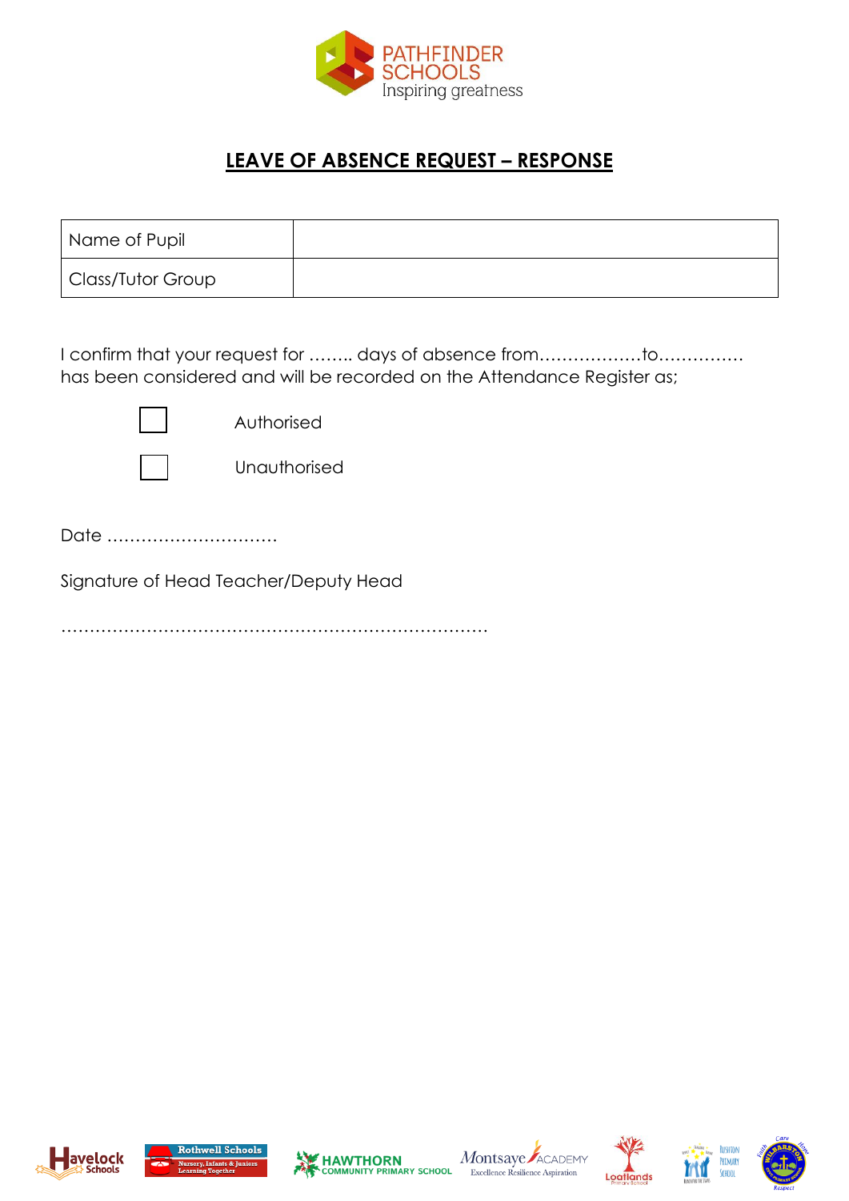PATHFINDER SCHOOLS
Inspiring greatness

## LEAVE OF ABSENCE REQUEST – RESPONSE

| | |
|---|---|
| Name of Pupil | |
| Class/Tutor Group | |

I confirm that your request for …….. days of absence from………………to…………… has been considered and will be recorded on the Attendance Register as;

☐ Authorised

☐ Unauthorised

Date …………………………

Signature of Head Teacher/Deputy Head

…………………………………………………………………